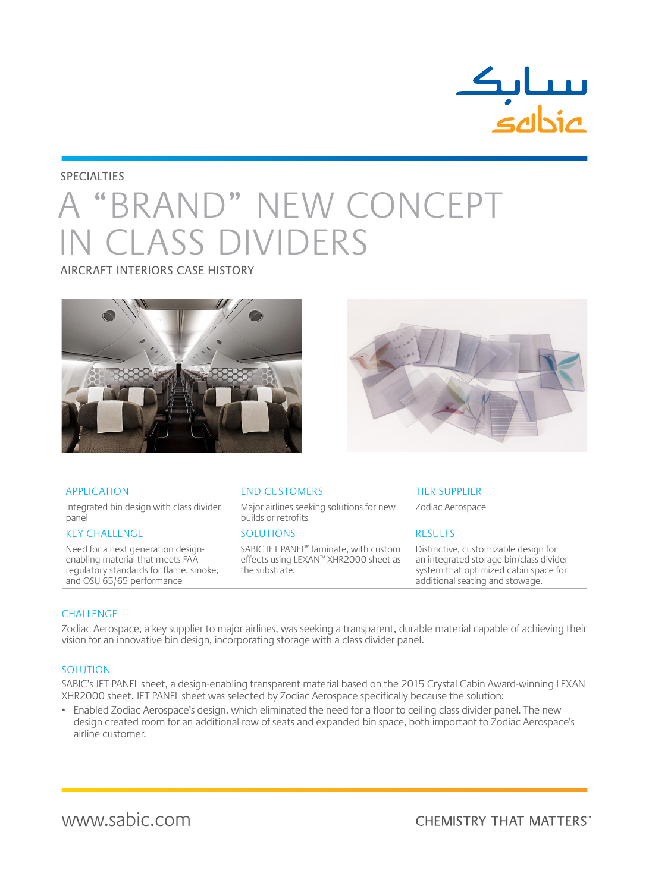SPECIALTIES

# A "BRAND" NEW CONCEPT IN CLASS DIVIDERS

AIRCRAFT INTERIORS CASE HISTORY

| APPLICATION | END CUSTOMERS | TIER SUPPLIER |
| --- | --- | --- |
| Integrated bin design with class divider panel | Major airlines seeking solutions for new builds or retrofits | Zodiac Aerospace |
| **KEY CHALLENGE** | **SOLUTIONS** | **RESULTS** |
| Need for a next generation design-enabling material that meets FAA regulatory standards for flame, smoke, and OSU 65/65 performance | SABIC JET PANEL™ laminate, with custom effects using LEXAN™ XHR2000 sheet as the substrate. | Distinctive, customizable design for an integrated storage bin/class divider system that optimized cabin space for additional seating and stowage. |

## CHALLENGE

Zodiac Aerospace, a key supplier to major airlines, was seeking a transparent, durable material capable of achieving their vision for an innovative bin design, incorporating storage with a class divider panel.

## SOLUTION

SABIC's JET PANEL sheet, a design-enabling transparent material based on the 2015 Crystal Cabin Award-winning LEXAN XHR2000 sheet. JET PANEL sheet was selected by Zodiac Aerospace specifically because the solution:

- Enabled Zodiac Aerospace's design, which eliminated the need for a floor to ceiling class divider panel. The new design created room for an additional row of seats and expanded bin space, both important to Zodiac Aerospace's airline customer.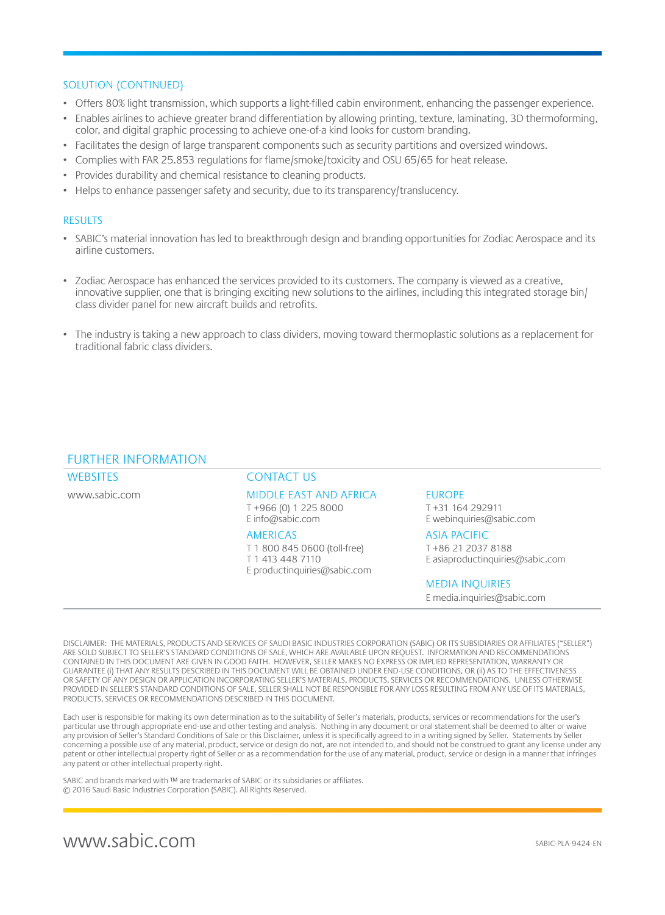## SOLUTION (CONTINUED)

- Offers 80% light transmission, which supports a light-filled cabin environment, enhancing the passenger experience.
- Enables airlines to achieve greater brand differentiation by allowing printing, texture, laminating, 3D thermoforming, color, and digital graphic processing to achieve one-of-a kind looks for custom branding.
- Facilitates the design of large transparent components such as security partitions and oversized windows.
- Complies with FAR 25.853 regulations for flame/smoke/toxicity and OSU 65/65 for heat release.
- Provides durability and chemical resistance to cleaning products.
- Helps to enhance passenger safety and security, due to its transparency/translucency.

## RESULTS

- SABIC's material innovation has led to breakthrough design and branding opportunities for Zodiac Aerospace and its airline customers.
- Zodiac Aerospace has enhanced the services provided to its customers. The company is viewed as a creative, innovative supplier, one that is bringing exciting new solutions to the airlines, including this integrated storage bin/class divider panel for new aircraft builds and retrofits.
- The industry is taking a new approach to class dividers, moving toward thermoplastic solutions as a replacement for traditional fabric class dividers.

## FURTHER INFORMATION

### WEBSITES

www.sabic.com

### CONTACT US

**MIDDLE EAST AND AFRICA**
T +966 (0) 1 225 8000
E info@sabic.com

**AMERICAS**
T 1 800 845 0600 (toll-free)
T 1 413 448 7110
E productinquiries@sabic.com

**EUROPE**
T +31 164 292911
E webinquiries@sabic.com

**ASIA PACIFIC**
T +86 21 2037 8188
E asiaproductinquiries@sabic.com

**MEDIA INQUIRIES**
E media.inquiries@sabic.com

DISCLAIMER: THE MATERIALS, PRODUCTS AND SERVICES OF SAUDI BASIC INDUSTRIES CORPORATION (SABIC) OR ITS SUBSIDIARIES OR AFFILIATES ("SELLER") ARE SOLD SUBJECT TO SELLER'S STANDARD CONDITIONS OF SALE, WHICH ARE AVAILABLE UPON REQUEST. INFORMATION AND RECOMMENDATIONS CONTAINED IN THIS DOCUMENT ARE GIVEN IN GOOD FAITH. HOWEVER, SELLER MAKES NO EXPRESS OR IMPLIED REPRESENTATION, WARRANTY OR GUARANTEE (i) THAT ANY RESULTS DESCRIBED IN THIS DOCUMENT WILL BE OBTAINED UNDER END-USE CONDITIONS, OR (ii) AS TO THE EFFECTIVENESS OR SAFETY OF ANY DESIGN OR APPLICATION INCORPORATING SELLER'S MATERIALS, PRODUCTS, SERVICES OR RECOMMENDATIONS. UNLESS OTHERWISE PROVIDED IN SELLER'S STANDARD CONDITIONS OF SALE, SELLER SHALL NOT BE RESPONSIBLE FOR ANY LOSS RESULTING FROM ANY USE OF ITS MATERIALS, PRODUCTS, SERVICES OR RECOMMENDATIONS DESCRIBED IN THIS DOCUMENT.

Each user is responsible for making its own determination as to the suitability of Seller's materials, products, services or recommendations for the user's particular use through appropriate end-use and other testing and analysis. Nothing in any document or oral statement shall be deemed to alter or waive any provision of Seller's Standard Conditions of Sale or this Disclaimer, unless it is specifically agreed to in a writing signed by Seller. Statements by Seller concerning a possible use of any material, product, service or design do not, are not intended to, and should not be construed to grant any license under any patent or other intellectual property right of Seller or as a recommendation for the use of any material, product, service or design in a manner that infringes any patent or other intellectual property right.

SABIC and brands marked with ™ are trademarks of SABIC or its subsidiaries or affiliates.
© 2016 Saudi Basic Industries Corporation (SABIC). All Rights Reserved.

www.sabic.com

SABIC-PLA-9424-EN